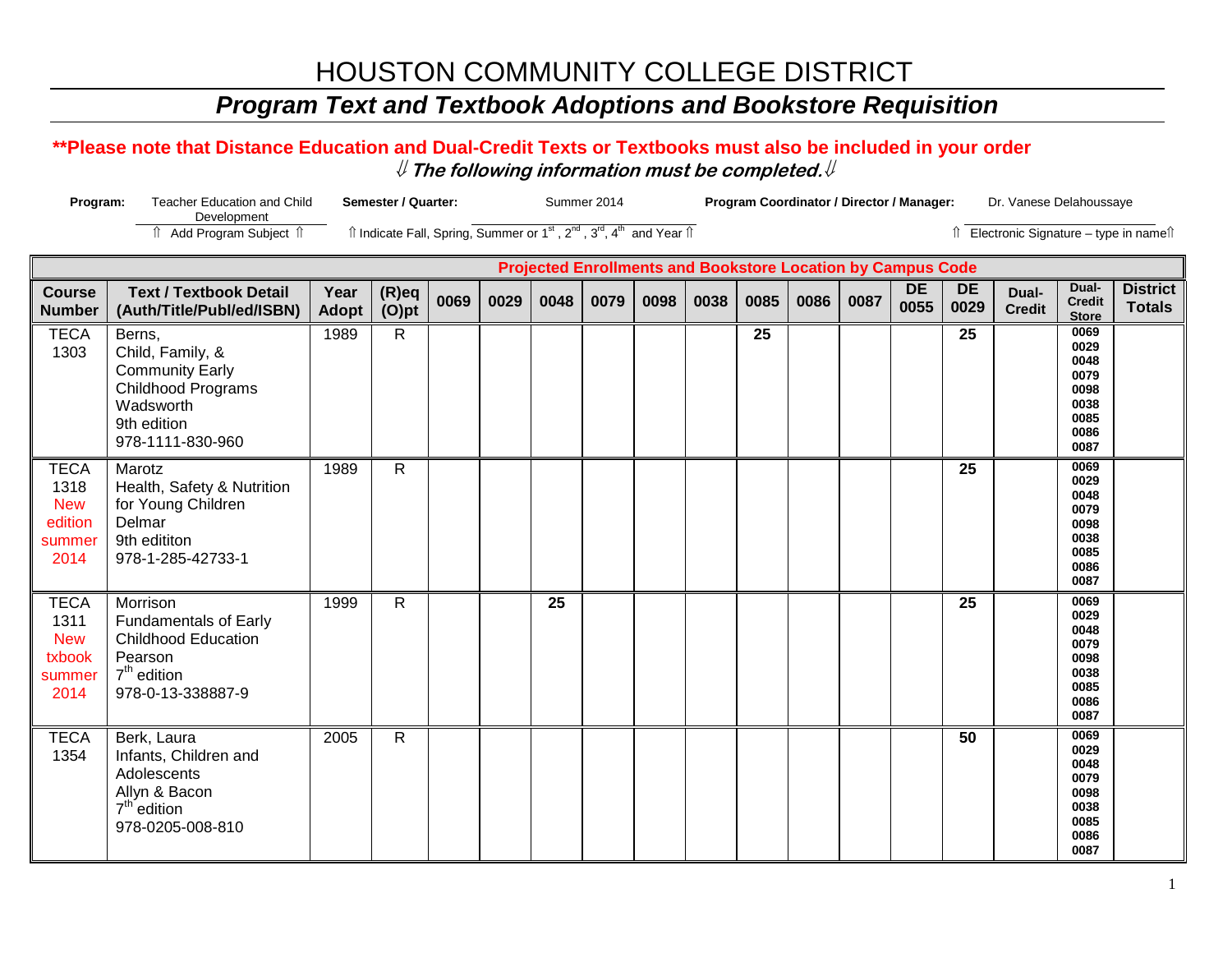# HOUSTON COMMUNITY COLLEGE DISTRICT

## *Program Text and Textbook Adoptions and Bookstore Requisition*

**\*\*Please note that Distance Education and Dual-Credit Texts or Textbooks must also be included in your order**

⇓ ***The following information must be completed.*** ⇓

**Program:** Teacher Education and Child Development
⇑ Add Program Subject ⇑

**Semester / Quarter:** Summer 2014
⇑ Indicate Fall, Spring, Summer or 1st, 2nd, 3rd, 4th and Year ⇑

**Program Coordinator / Director / Manager:** Dr. Vanese Delahoussaye
⇑ Electronic Signature – type in name ⇑

| | | | | Projected Enrollments and Bookstore Location by Campus Code | | | | | | | | | | | | | |
|---|---|---|---|---|---|---|---|---|---|---|---|---|---|---|---|---|---|
| **Course Number** | **Text / Textbook Detail (Auth/Title/Publ/ed/ISBN)** | **Year Adopt** | **(R)eq (O)pt** | **0069** | **0029** | **0048** | **0079** | **0098** | **0038** | **0085** | **0086** | **0087** | **DE 0055** | **DE 0029** | **Dual-Credit** | **Dual-Credit Store** | **District Totals** |
| TECA 1303 | Berns, Child, Family, & Community Early Childhood Programs Wadsworth 9th edition 978-1111-830-960 | 1989 | R | | | | | | | 25 | | | | 25 | | 0069 0029 0048 0079 0098 0038 0085 0086 0087 | |
| TECA 1318 New edition summer 2014 | Marotz Health, Safety & Nutrition for Young Children Delmar 9th edititon 978-1-285-42733-1 | 1989 | R | | | | | | | | | | | 25 | | 0069 0029 0048 0079 0098 0038 0085 0086 0087 | |
| TECA 1311 New txbook summer 2014 | Morrison Fundamentals of Early Childhood Education Pearson 7th edition 978-0-13-338887-9 | 1999 | R | | | 25 | | | | | | | | 25 | | 0069 0029 0048 0079 0098 0038 0085 0086 0087 | |
| TECA 1354 | Berk, Laura Infants, Children and Adolescents Allyn & Bacon 7th edition 978-0205-008-810 | 2005 | R | | | | | | | | | | | 50 | | 0069 0029 0048 0079 0098 0038 0085 0086 0087 | |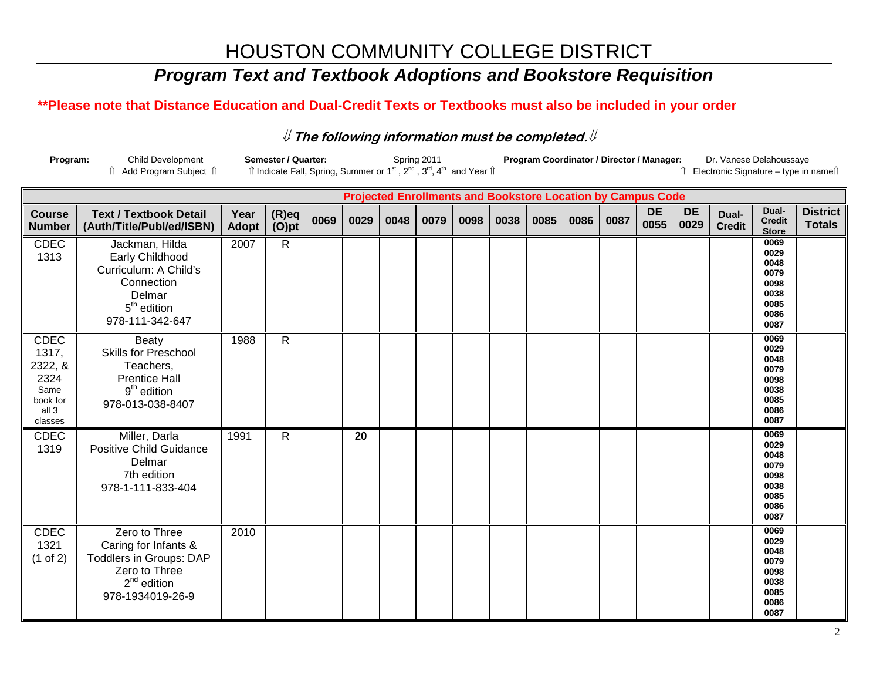# HOUSTON COMMUNITY COLLEGE DISTRICT

## *Program Text and Textbook Adoptions and Bookstore Requisition*

**\*\*Please note that Distance Education and Dual-Credit Texts or Textbooks must also be included in your order**

***⇓ The following information must be completed.⇓***

**Program:** Child Development ⇑ Add Program Subject ⇑ **Semester / Quarter:** Spring 2011 ⇑ Indicate Fall, Spring, Summer or 1st, 2nd, 3rd, 4th and Year ⇑ **Program Coordinator / Director / Manager:** Dr. Vanese Delahoussaye ⇑ Electronic Signature – type in name⇑

| | | | | Projected Enrollments and Bookstore Location by Campus Code | | | | | | | | | | | | | |
|---|---|---|---|---|---|---|---|---|---|---|---|---|---|---|---|---|---|
| **Course Number** | **Text / Textbook Detail (Auth/Title/Publ/ed/ISBN)** | **Year Adopt** | **(R)eq (O)pt** | **0069** | **0029** | **0048** | **0079** | **0098** | **0038** | **0085** | **0086** | **0087** | **DE 0055** | **DE 0029** | **Dual-Credit** | **Dual-Credit Store** | **District Totals** |
| CDEC 1313 | Jackman, Hilda Early Childhood Curriculum: A Child's Connection Delmar 5th edition 978-111-342-647 | 2007 | R | | | | | | | | | | | | | 0069 0029 0048 0079 0098 0038 0085 0086 0087 | |
| CDEC 1317, 2322, & 2324 Same book for all 3 classes | Beaty Skills for Preschool Teachers, Prentice Hall 9th edition 978-013-038-8407 | 1988 | R | | | | | | | | | | | | | 0069 0029 0048 0079 0098 0038 0085 0086 0087 | |
| CDEC 1319 | Miller, Darla Positive Child Guidance Delmar 7th edition 978-1-111-833-404 | 1991 | R | | **20** | | | | | | | | | | | 0069 0029 0048 0079 0098 0038 0085 0086 0087 | |
| CDEC 1321 (1 of 2) | Zero to Three Caring for Infants & Toddlers in Groups: DAP Zero to Three 2nd edition 978-1934019-26-9 | 2010 | | | | | | | | | | | | | | 0069 0029 0048 0079 0098 0038 0085 0086 0087 | |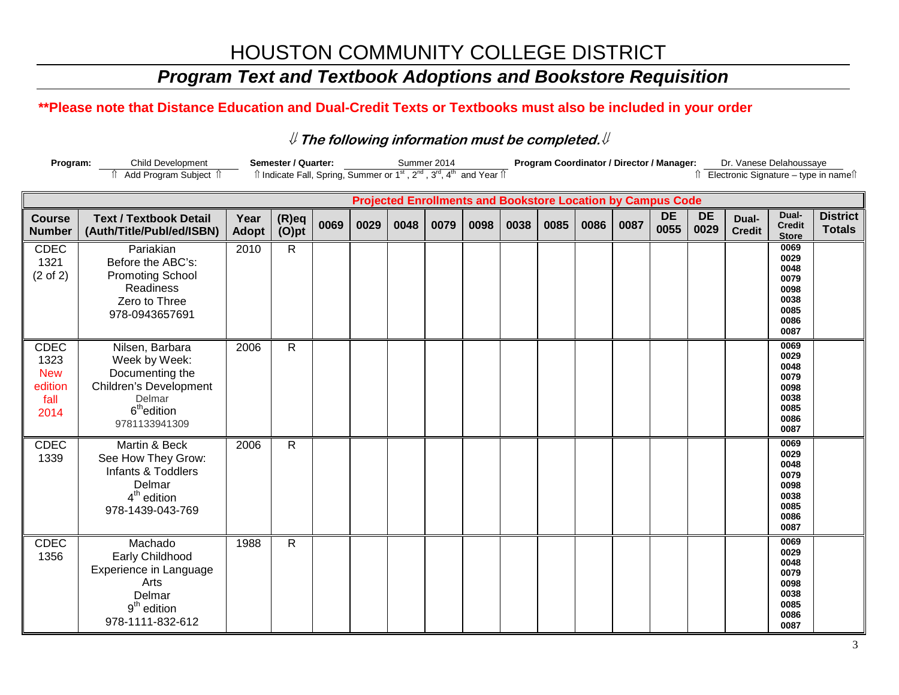# HOUSTON COMMUNITY COLLEGE DISTRICT

## *Program Text and Textbook Adoptions and Bookstore Requisition*

**\*\*Please note that Distance Education and Dual-Credit Texts or Textbooks must also be included in your order**

***⇓ The following information must be completed.⇓***

**Program:** Child Development
⇑ Add Program Subject ⇑

**Semester / Quarter:** Summer 2014
⇑ Indicate Fall, Spring, Summer or 1st, 2nd, 3rd, 4th and Year ⇑

**Program Coordinator / Director / Manager:** Dr. Vanese Delahoussaye
⇑ Electronic Signature – type in name⇑

| | | | | Projected Enrollments and Bookstore Location by Campus Code | | | | | | | | | | | | | |
|---|---|---|---|---|---|---|---|---|---|---|---|---|---|---|---|---|---|
| **Course Number** | **Text / Textbook Detail (Auth/Title/Publ/ed/ISBN)** | **Year Adopt** | **(R)eq (O)pt** | **0069** | **0029** | **0048** | **0079** | **0098** | **0038** | **0085** | **0086** | **0087** | **DE 0055** | **DE 0029** | **Dual-Credit** | **Dual-Credit Store** | **District Totals** |
| CDEC 1321 (2 of 2) | Pariakian Before the ABC's: Promoting School Readiness Zero to Three 978-0943657691 | 2010 | R | | | | | | | | | | | | | 0069 0029 0048 0079 0098 0038 0085 0086 0087 | |
| CDEC 1323 New edition fall 2014 | Nilsen, Barbara Week by Week: Documenting the Children's Development Delmar 6th edition 9781133941309 | 2006 | R | | | | | | | | | | | | | 0069 0029 0048 0079 0098 0038 0085 0086 0087 | |
| CDEC 1339 | Martin & Beck See How They Grow: Infants & Toddlers Delmar 4th edition 978-1439-043-769 | 2006 | R | | | | | | | | | | | | | 0069 0029 0048 0079 0098 0038 0085 0086 0087 | |
| CDEC 1356 | Machado Early Childhood Experience in Language Arts Delmar 9th edition 978-1111-832-612 | 1988 | R | | | | | | | | | | | | | 0069 0029 0048 0079 0098 0038 0085 0086 0087 | |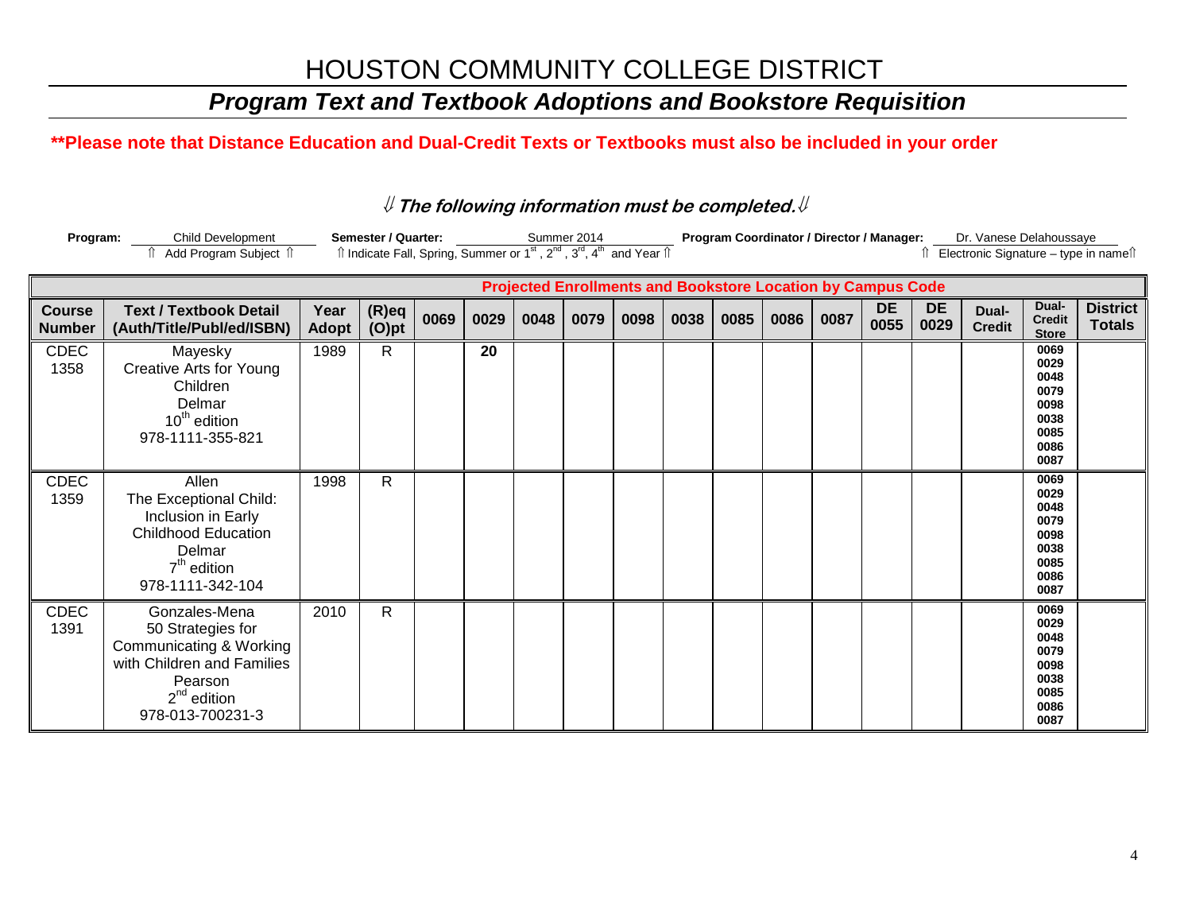# HOUSTON COMMUNITY COLLEGE DISTRICT

## *Program Text and Textbook Adoptions and Bookstore Requisition*

**\*\*Please note that Distance Education and Dual-Credit Texts or Textbooks must also be included in your order**

***⇓ The following information must be completed.⇓***

**Program:** Child Development
⇑ Add Program Subject ⇑

**Semester / Quarter:** Summer 2014
⇑ Indicate Fall, Spring, Summer or 1st, 2nd, 3rd, 4th and Year ⇑

**Program Coordinator / Director / Manager:** Dr. Vanese Delahoussaye
⇑ Electronic Signature – type in name⇑

| | | | | Projected Enrollments and Bookstore Location by Campus Code | | | | | | | | | | | | | |
|---|---|---|---|---|---|---|---|---|---|---|---|---|---|---|---|---|---|
| **Course Number** | **Text / Textbook Detail (Auth/Title/Publ/ed/ISBN)** | **Year Adopt** | **(R)eq (O)pt** | **0069** | **0029** | **0048** | **0079** | **0098** | **0038** | **0085** | **0086** | **0087** | **DE 0055** | **DE 0029** | **Dual-Credit** | **Dual-Credit Store** | **District Totals** |
| CDEC 1358 | Mayesky<br>Creative Arts for Young Children<br>Delmar<br>10th edition<br>978-1111-355-821 | 1989 | R | | **20** | | | | | | | | | | | 0069 0029 0048 0079 0098 0038 0085 0086 0087 | |
| CDEC 1359 | Allen<br>The Exceptional Child: Inclusion in Early Childhood Education<br>Delmar<br>7th edition<br>978-1111-342-104 | 1998 | R | | | | | | | | | | | | | 0069 0029 0048 0079 0098 0038 0085 0086 0087 | |
| CDEC 1391 | Gonzales-Mena<br>50 Strategies for Communicating & Working with Children and Families<br>Pearson<br>2nd edition<br>978-013-700231-3 | 2010 | R | | | | | | | | | | | | | 0069 0029 0048 0079 0098 0038 0085 0086 0087 | |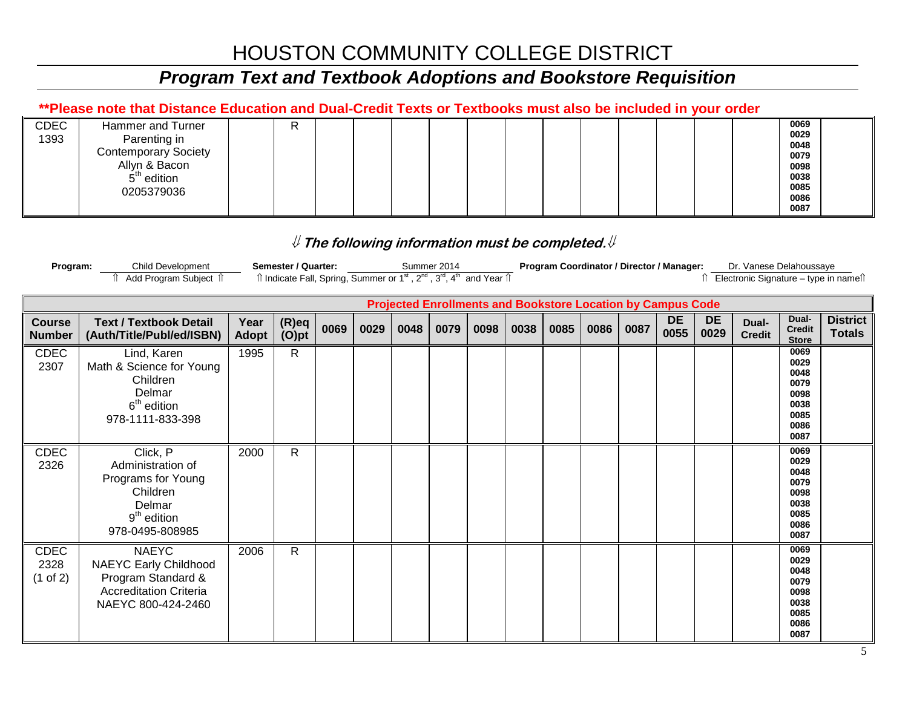# HOUSTON COMMUNITY COLLEGE DISTRICT

## *Program Text and Textbook Adoptions and Bookstore Requisition*

**\*\*Please note that Distance Education and Dual-Credit Texts or Textbooks must also be included in your order**

| | | | | | | | | | | | | | | | | | |
|---|---|---|---|---|---|---|---|---|---|---|---|---|---|---|---|---|---|
| CDEC 1393 | Hammer and Turner Parenting in Contemporary Society Allyn & Bacon 5th edition 0205379036 | | R | | | | | | | | | | | | | 0069 0029 0048 0079 0098 0038 0085 0086 0087 | |

***⇓ The following information must be completed.⇓***

**Program:** Child Development (⇑ Add Program Subject ⇑)
**Semester / Quarter:** Summer 2014 (⇑ Indicate Fall, Spring, Summer or 1st, 2nd, 3rd, 4th and Year ⇑)
**Program Coordinator / Director / Manager:** Dr. Vanese Delahoussaye (⇑ Electronic Signature – type in name⇑)

| | | | | Projected Enrollments and Bookstore Location by Campus Code | | | | | | | | | | | | | |
|---|---|---|---|---|---|---|---|---|---|---|---|---|---|---|---|---|---|
| **Course Number** | **Text / Textbook Detail (Auth/Title/Publ/ed/ISBN)** | **Year Adopt** | **(R)eq (O)pt** | **0069** | **0029** | **0048** | **0079** | **0098** | **0038** | **0085** | **0086** | **0087** | **DE 0055** | **DE 0029** | **Dual-Credit** | **Dual-Credit Store** | **District Totals** |
| CDEC 2307 | Lind, Karen Math & Science for Young Children Delmar 6th edition 978-1111-833-398 | 1995 | R | | | | | | | | | | | | | 0069 0029 0048 0079 0098 0038 0085 0086 0087 | |
| CDEC 2326 | Click, P Administration of Programs for Young Children Delmar 9th edition 978-0495-808985 | 2000 | R | | | | | | | | | | | | | 0069 0029 0048 0079 0098 0038 0085 0086 0087 | |
| CDEC 2328 (1 of 2) | NAEYC NAEYC Early Childhood Program Standard & Accreditation Criteria NAEYC 800-424-2460 | 2006 | R | | | | | | | | | | | | | 0069 0029 0048 0079 0098 0038 0085 0086 0087 | |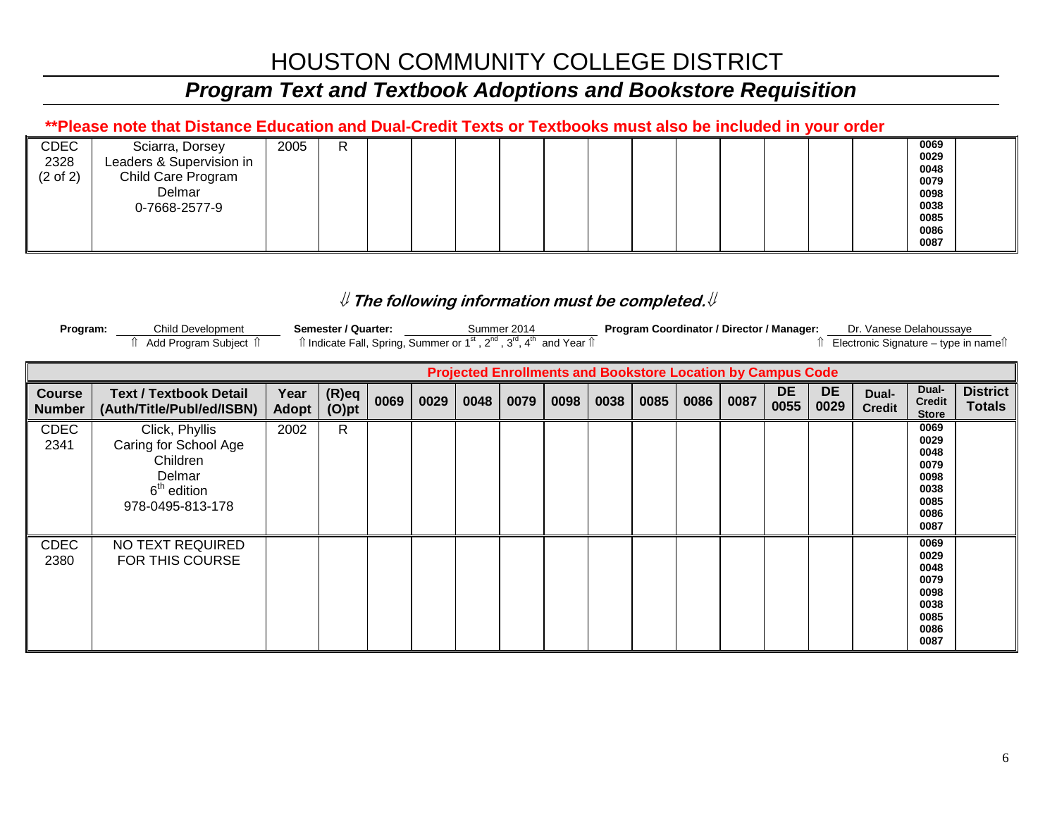# HOUSTON COMMUNITY COLLEGE DISTRICT

## *Program Text and Textbook Adoptions and Bookstore Requisition*

**\*\*Please note that Distance Education and Dual-Credit Texts or Textbooks must also be included in your order**

| | | | | | | | | | | | | | | | | | |
|---|---|---|---|---|---|---|---|---|---|---|---|---|---|---|---|---|---|
| CDEC 2328 (2 of 2) | Sciarra, Dorsey Leaders & Supervision in Child Care Program Delmar 0-7668-2577-9 | 2005 | R | | | | | | | | | | | | | 0069 0029 0048 0079 0098 0038 0085 0086 0087 | |

*⇓ The following information must be completed.⇓*

**Program:** Child Development
⇑ Add Program Subject ⇑

**Semester / Quarter:** Summer 2014
⇑ Indicate Fall, Spring, Summer or 1st, 2nd, 3rd, 4th and Year ⇑

**Program Coordinator / Director / Manager:** Dr. Vanese Delahoussaye
⇑ Electronic Signature – type in name⇑

| | | | | Projected Enrollments and Bookstore Location by Campus Code | | | | | | | | | | | | | |
|---|---|---|---|---|---|---|---|---|---|---|---|---|---|---|---|---|---|
| **Course Number** | **Text / Textbook Detail (Auth/Title/Publ/ed/ISBN)** | **Year Adopt** | **(R)eq (O)pt** | **0069** | **0029** | **0048** | **0079** | **0098** | **0038** | **0085** | **0086** | **0087** | **DE 0055** | **DE 0029** | **Dual-Credit** | **Dual-Credit Store** | **District Totals** |
| CDEC 2341 | Click, Phyllis Caring for School Age Children Delmar 6th edition 978-0495-813-178 | 2002 | R | | | | | | | | | | | | | 0069 0029 0048 0079 0098 0038 0085 0086 0087 | |
| CDEC 2380 | NO TEXT REQUIRED FOR THIS COURSE | | | | | | | | | | | | | | | 0069 0029 0048 0079 0098 0038 0085 0086 0087 | |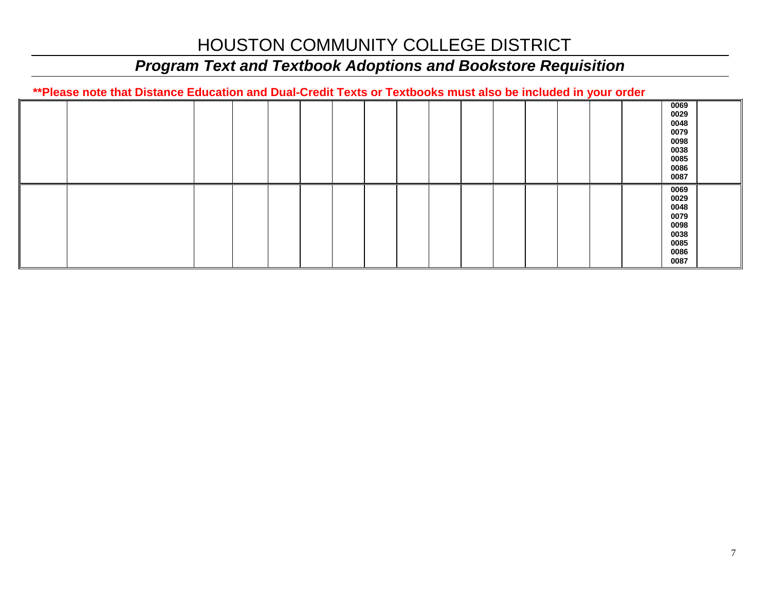# HOUSTON COMMUNITY COLLEGE DISTRICT

## *Program Text and Textbook Adoptions and Bookstore Requisition*

**\*\*Please note that Distance Education and Dual-Credit Texts or Textbooks must also be included in your order**

| | | | | | | | | | | | | | | | | |
|---|---|---|---|---|---|---|---|---|---|---|---|---|---|---|---|---|
| | | | | | | | | | | | | | | | **0069**<br>**0029**<br>**0048**<br>**0079**<br>**0098**<br>**0038**<br>**0085**<br>**0086**<br>**0087** | |
| | | | | | | | | | | | | | | | **0069**<br>**0029**<br>**0048**<br>**0079**<br>**0098**<br>**0038**<br>**0085**<br>**0086**<br>**0087** | |